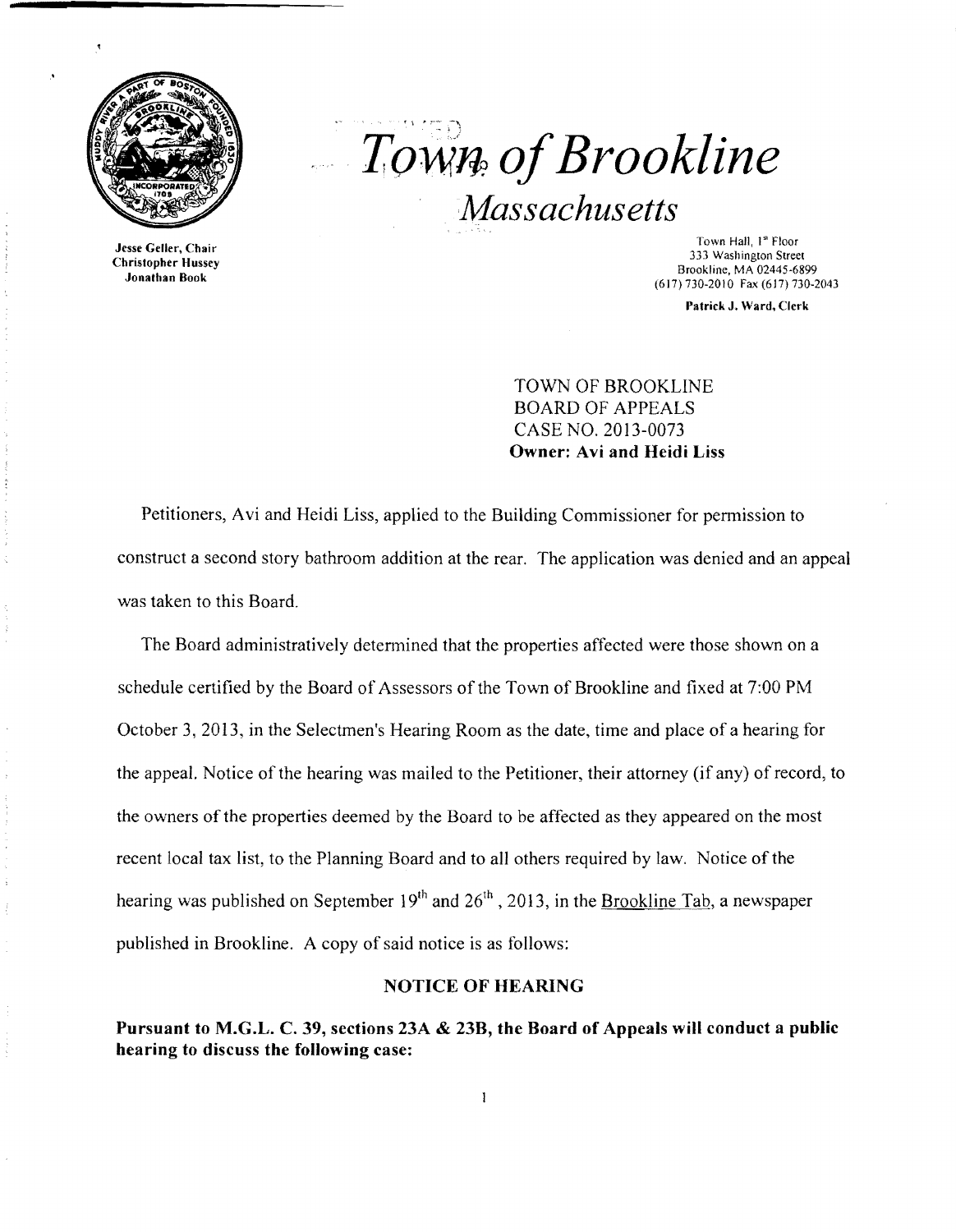# Town of Brookline

## Massachusetts

Jesse Geller, Chair
Christopher Hussey
Jonathan Book

Town Hall, 1st Floor
333 Washington Street
Brookline, MA 02445-6899
(617) 730-2010 Fax (617) 730-2043

Patrick J. Ward, Clerk

TOWN OF BROOKLINE
BOARD OF APPEALS
CASE NO. 2013-0073
**Owner: Avi and Heidi Liss**

Petitioners, Avi and Heidi Liss, applied to the Building Commissioner for permission to construct a second story bathroom addition at the rear. The application was denied and an appeal was taken to this Board.

The Board administratively determined that the properties affected were those shown on a schedule certified by the Board of Assessors of the Town of Brookline and fixed at 7:00 PM October 3, 2013, in the Selectmen's Hearing Room as the date, time and place of a hearing for the appeal. Notice of the hearing was mailed to the Petitioner, their attorney (if any) of record, to the owners of the properties deemed by the Board to be affected as they appeared on the most recent local tax list, to the Planning Board and to all others required by law. Notice of the hearing was published on September 19th and 26th, 2013, in the Brookline Tab, a newspaper published in Brookline. A copy of said notice is as follows:

### NOTICE OF HEARING

**Pursuant to M.G.L. C. 39, sections 23A & 23B, the Board of Appeals will conduct a public hearing to discuss the following case:**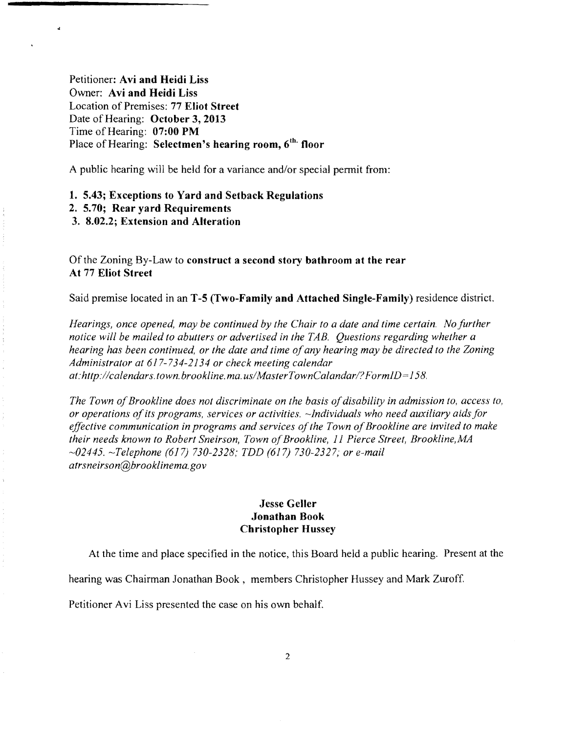Petitioner: **Avi and Heidi Liss**
Owner: **Avi and Heidi Liss**
Location of Premises: **77 Eliot Street**
Date of Hearing: **October 3, 2013**
Time of Hearing: **07:00 PM**
Place of Hearing: **Selectmen's hearing room, 6th floor**

A public hearing will be held for a variance and/or special permit from:

1. **5.43; Exceptions to Yard and Setback Regulations**
2. **5.70; Rear yard Requirements**
3. **8.02.2; Extension and Alteration**

Of the Zoning By-Law to **construct a second story bathroom at the rear At 77 Eliot Street**

Said premise located in an **T-5 (Two-Family and Attached Single-Family)** residence district.

*Hearings, once opened, may be continued by the Chair to a date and time certain. No further notice will be mailed to abutters or advertised in the TAB. Questions regarding whether a hearing has been continued, or the date and time of any hearing may be directed to the Zoning Administrator at 617-734-2134 or check meeting calendar at:http://calendars.town.brookline.ma.us/MasterTownCalandar/?FormID=158.*

*The Town of Brookline does not discriminate on the basis of disability in admission to, access to, or operations of its programs, services or activities. ~Individuals who need auxiliary aids for effective communication in programs and services of the Town of Brookline are invited to make their needs known to Robert Sneirson, Town of Brookline, 11 Pierce Street, Brookline, MA ~02445. ~Telephone (617) 730-2328; TDD (617) 730-2327; or e-mail atrsneirson@brooklinema.gov*

**Jesse Geller**
**Jonathan Book**
**Christopher Hussey**

At the time and place specified in the notice, this Board held a public hearing. Present at the hearing was Chairman Jonathan Book , members Christopher Hussey and Mark Zuroff.

Petitioner Avi Liss presented the case on his own behalf.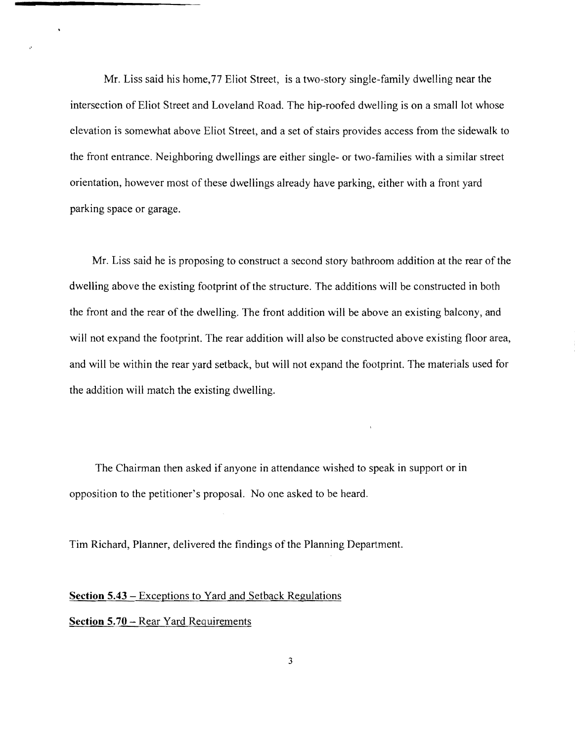Mr. Liss said his home,77 Eliot Street, is a two-story single-family dwelling near the intersection of Eliot Street and Loveland Road. The hip-roofed dwelling is on a small lot whose elevation is somewhat above Eliot Street, and a set of stairs provides access from the sidewalk to the front entrance. Neighboring dwellings are either single- or two-families with a similar street orientation, however most of these dwellings already have parking, either with a front yard parking space or garage.

Mr. Liss said he is proposing to construct a second story bathroom addition at the rear of the dwelling above the existing footprint of the structure. The additions will be constructed in both the front and the rear of the dwelling. The front addition will be above an existing balcony, and will not expand the footprint. The rear addition will also be constructed above existing floor area, and will be within the rear yard setback, but will not expand the footprint. The materials used for the addition will match the existing dwelling.

The Chairman then asked if anyone in attendance wished to speak in support or in opposition to the petitioner's proposal. No one asked to be heard.

Tim Richard, Planner, delivered the findings of the Planning Department.

**Section 5.43** – Exceptions to Yard and Setback Regulations

**Section 5.70** – Rear Yard Requirements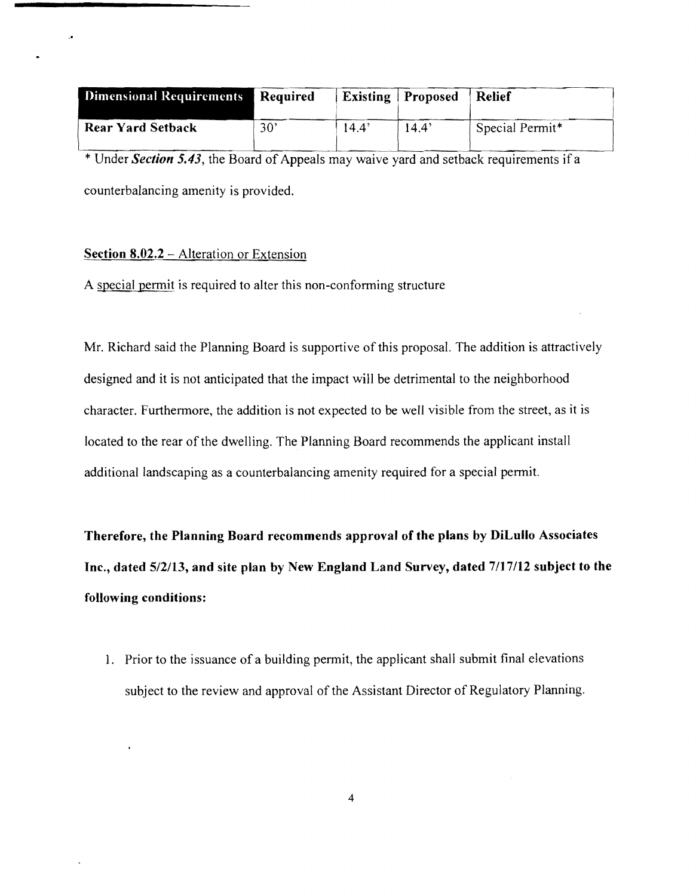| Dimensional Requirements | Required | Existing | Proposed | Relief |
|---|---|---|---|---|
| **Rear Yard Setback** | 30' | 14.4' | 14.4' | Special Permit* |

\* Under ***Section 5.43***, the Board of Appeals may waive yard and setback requirements if a counterbalancing amenity is provided.

**Section 8.02.2** – Alteration or Extension

A special permit is required to alter this non-conforming structure

Mr. Richard said the Planning Board is supportive of this proposal. The addition is attractively designed and it is not anticipated that the impact will be detrimental to the neighborhood character. Furthermore, the addition is not expected to be well visible from the street, as it is located to the rear of the dwelling. The Planning Board recommends the applicant install additional landscaping as a counterbalancing amenity required for a special permit.

**Therefore, the Planning Board recommends approval of the plans by DiLullo Associates Inc., dated 5/2/13, and site plan by New England Land Survey, dated 7/17/12 subject to the following conditions:**

1. Prior to the issuance of a building permit, the applicant shall submit final elevations subject to the review and approval of the Assistant Director of Regulatory Planning.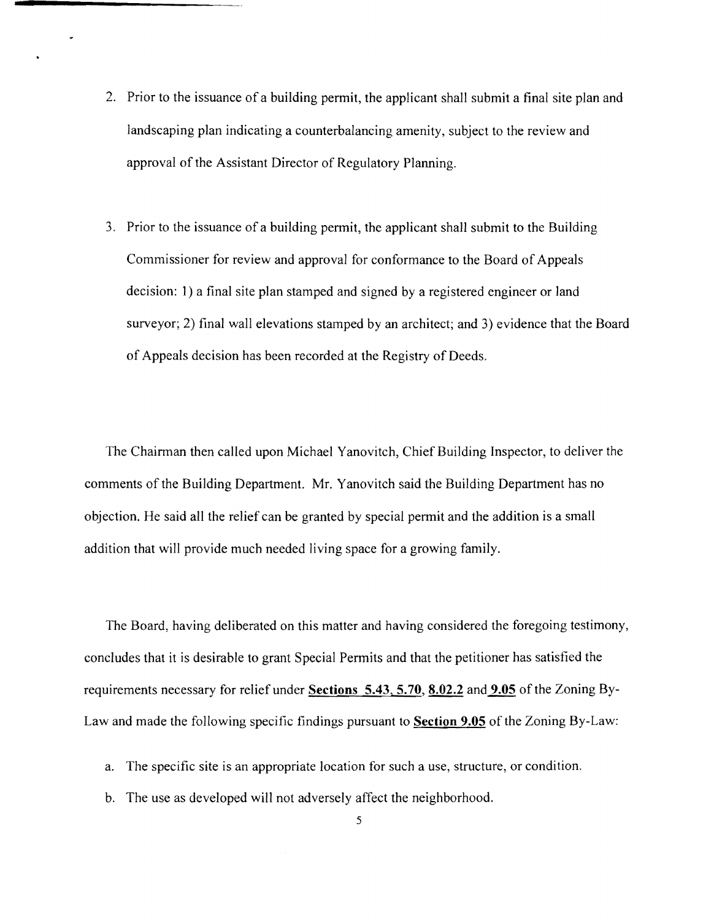2. Prior to the issuance of a building permit, the applicant shall submit a final site plan and landscaping plan indicating a counterbalancing amenity, subject to the review and approval of the Assistant Director of Regulatory Planning.

3. Prior to the issuance of a building permit, the applicant shall submit to the Building Commissioner for review and approval for conformance to the Board of Appeals decision: 1) a final site plan stamped and signed by a registered engineer or land surveyor; 2) final wall elevations stamped by an architect; and 3) evidence that the Board of Appeals decision has been recorded at the Registry of Deeds.

The Chairman then called upon Michael Yanovitch, Chief Building Inspector, to deliver the comments of the Building Department. Mr. Yanovitch said the Building Department has no objection. He said all the relief can be granted by special permit and the addition is a small addition that will provide much needed living space for a growing family.

The Board, having deliberated on this matter and having considered the foregoing testimony, concludes that it is desirable to grant Special Permits and that the petitioner has satisfied the requirements necessary for relief under **Sections 5.43, 5.70**, **8.02.2** and **9.05** of the Zoning By-Law and made the following specific findings pursuant to **Section 9.05** of the Zoning By-Law:

a. The specific site is an appropriate location for such a use, structure, or condition.

b. The use as developed will not adversely affect the neighborhood.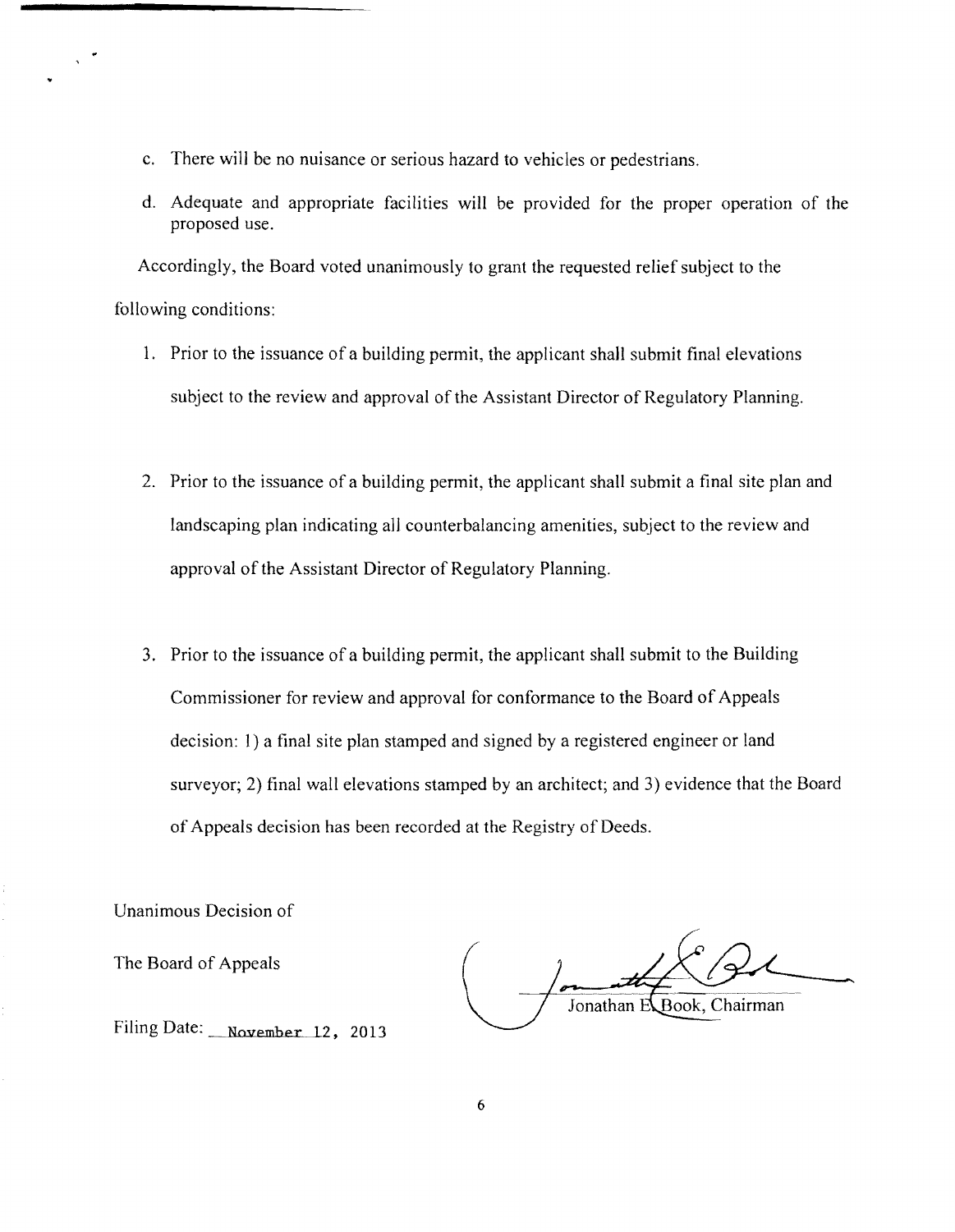c. There will be no nuisance or serious hazard to vehicles or pedestrians.

d. Adequate and appropriate facilities will be provided for the proper operation of the proposed use.

Accordingly, the Board voted unanimously to grant the requested relief subject to the following conditions:

1. Prior to the issuance of a building permit, the applicant shall submit final elevations subject to the review and approval of the Assistant Director of Regulatory Planning.

2. Prior to the issuance of a building permit, the applicant shall submit a final site plan and landscaping plan indicating all counterbalancing amenities, subject to the review and approval of the Assistant Director of Regulatory Planning.

3. Prior to the issuance of a building permit, the applicant shall submit to the Building Commissioner for review and approval for conformance to the Board of Appeals decision: 1) a final site plan stamped and signed by a registered engineer or land surveyor; 2) final wall elevations stamped by an architect; and 3) evidence that the Board of Appeals decision has been recorded at the Registry of Deeds.

Unanimous Decision of

The Board of Appeals

Jonathan E. Book, Chairman

Filing Date: November 12, 2013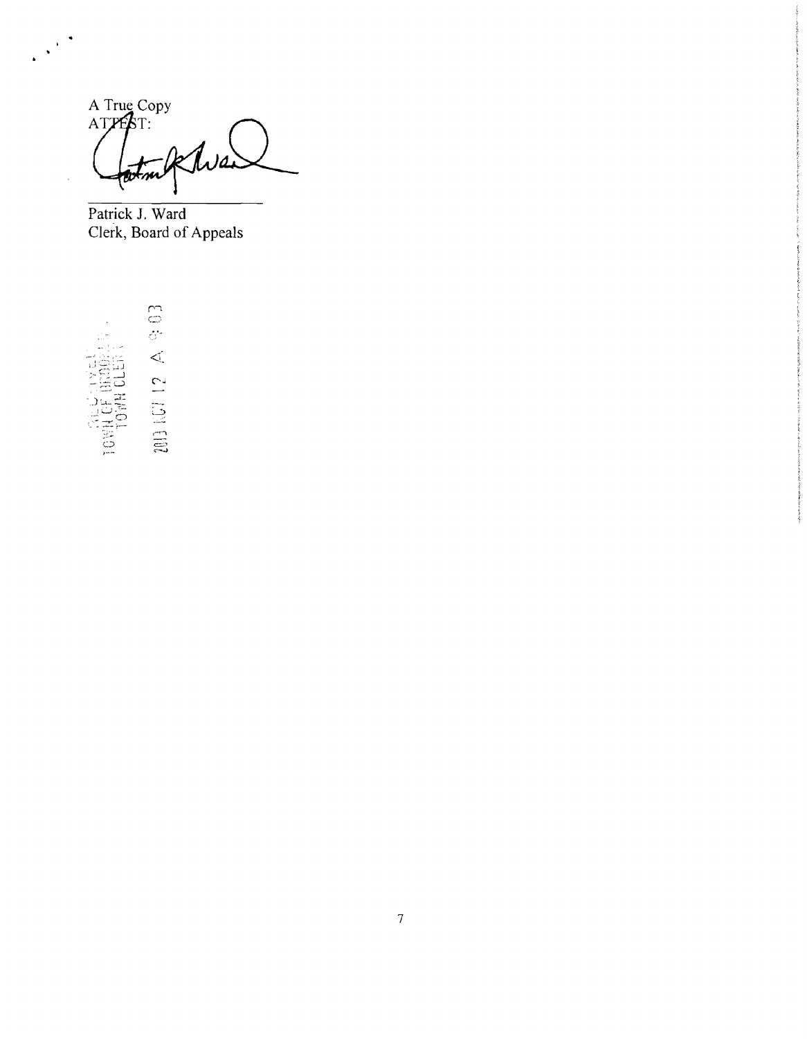A True Copy
ATTEST:

Patrick J. Ward
Clerk, Board of Appeals

RECEIVED
TOWN OF BROOKLINE
TOWN CLERK

2013 NOV 12 A 9:03